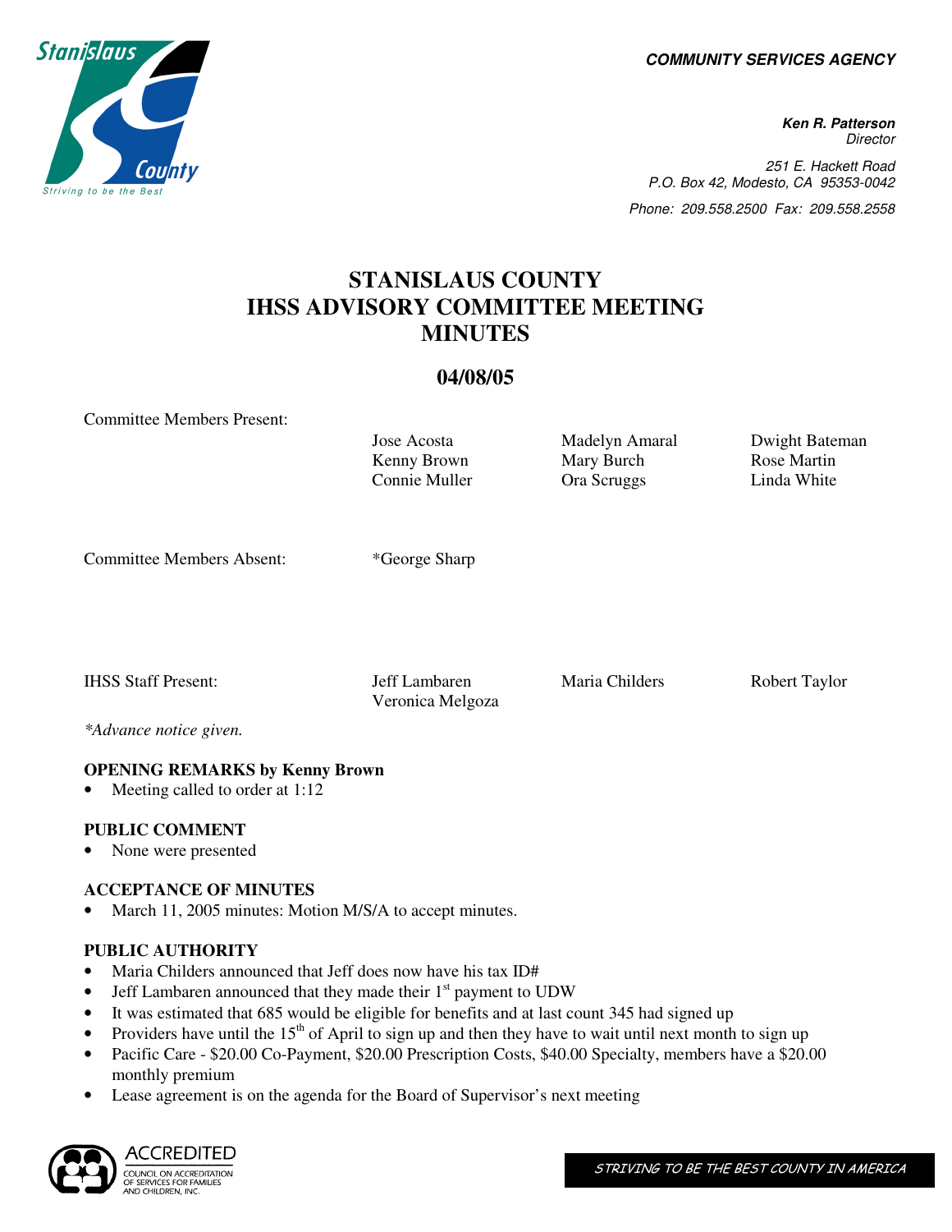**COMMUNITY SERVICES AGENCY**

***Ken R. Patterson***
*Director*

*251 E. Hackett Road*
*P.O. Box 42, Modesto, CA 95353-0042*
*Phone: 209.558.2500 Fax: 209.558.2558*

# STANISLAUS COUNTY IHSS ADVISORY COMMITTEE MEETING MINUTES

## 04/08/05

| | | | |
|---|---|---|---|
| Committee Members Present: | Jose Acosta | Madelyn Amaral | Dwight Bateman |
| | Kenny Brown | Mary Burch | Rose Martin |
| | Connie Muller | Ora Scruggs | Linda White |
| Committee Members Absent: | *George Sharp | | |
| IHSS Staff Present: | Jeff Lambaren | Maria Childers | Robert Taylor |
| | Veronica Melgoza | | |

*\*Advance notice given.*

**OPENING REMARKS by Kenny Brown**

- Meeting called to order at 1:12

**PUBLIC COMMENT**

- None were presented

**ACCEPTANCE OF MINUTES**

- March 11, 2005 minutes: Motion M/S/A to accept minutes.

**PUBLIC AUTHORITY**

- Maria Childers announced that Jeff does now have his tax ID#
- Jeff Lambaren announced that they made their 1st payment to UDW
- It was estimated that 685 would be eligible for benefits and at last count 345 had signed up
- Providers have until the 15th of April to sign up and then they have to wait until next month to sign up
- Pacific Care - $20.00 Co-Payment, $20.00 Prescription Costs, $40.00 Specialty, members have a $20.00 monthly premium
- Lease agreement is on the agenda for the Board of Supervisor's next meeting

STRIVING TO BE THE BEST COUNTY IN AMERICA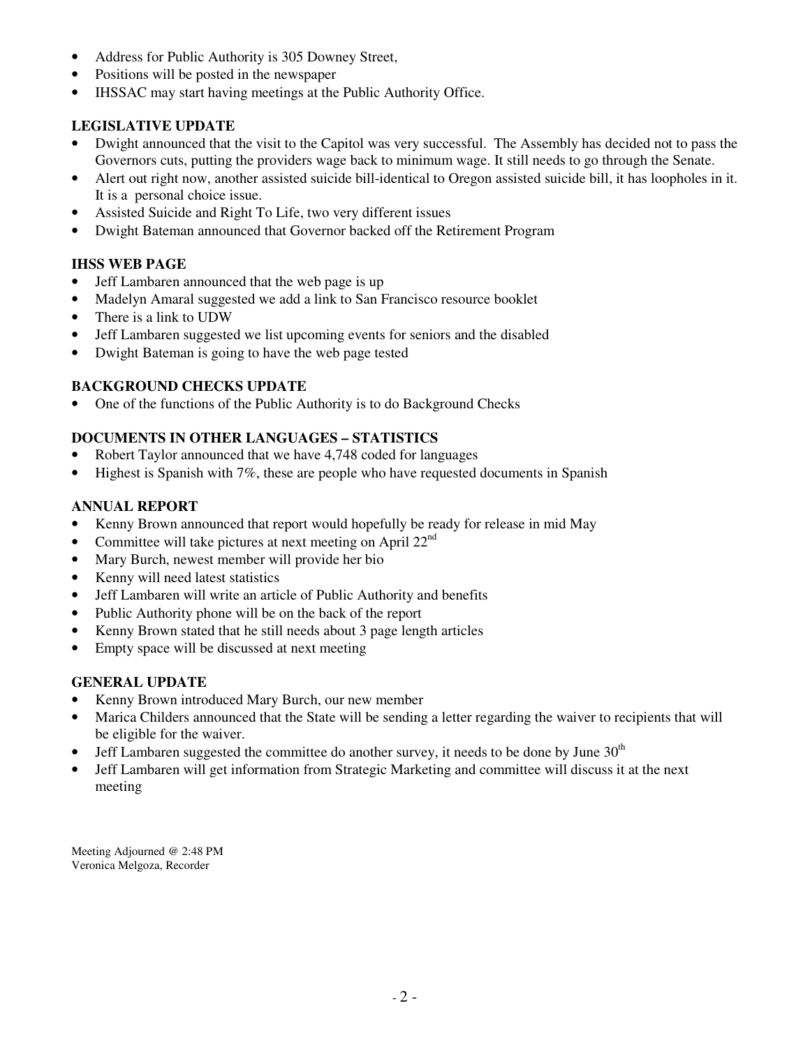- Address for Public Authority is 305 Downey Street,
- Positions will be posted in the newspaper
- IHSSAC may start having meetings at the Public Authority Office.

**LEGISLATIVE UPDATE**

- Dwight announced that the visit to the Capitol was very successful. The Assembly has decided not to pass the Governors cuts, putting the providers wage back to minimum wage. It still needs to go through the Senate.
- Alert out right now, another assisted suicide bill-identical to Oregon assisted suicide bill, it has loopholes in it. It is a personal choice issue.
- Assisted Suicide and Right To Life, two very different issues
- Dwight Bateman announced that Governor backed off the Retirement Program

**IHSS WEB PAGE**

- Jeff Lambaren announced that the web page is up
- Madelyn Amaral suggested we add a link to San Francisco resource booklet
- There is a link to UDW
- Jeff Lambaren suggested we list upcoming events for seniors and the disabled
- Dwight Bateman is going to have the web page tested

**BACKGROUND CHECKS UPDATE**

- One of the functions of the Public Authority is to do Background Checks

**DOCUMENTS IN OTHER LANGUAGES – STATISTICS**

- Robert Taylor announced that we have 4,748 coded for languages
- Highest is Spanish with 7%, these are people who have requested documents in Spanish

**ANNUAL REPORT**

- Kenny Brown announced that report would hopefully be ready for release in mid May
- Committee will take pictures at next meeting on April 22nd
- Mary Burch, newest member will provide her bio
- Kenny will need latest statistics
- Jeff Lambaren will write an article of Public Authority and benefits
- Public Authority phone will be on the back of the report
- Kenny Brown stated that he still needs about 3 page length articles
- Empty space will be discussed at next meeting

**GENERAL UPDATE**

- Kenny Brown introduced Mary Burch, our new member
- Marica Childers announced that the State will be sending a letter regarding the waiver to recipients that will be eligible for the waiver.
- Jeff Lambaren suggested the committee do another survey, it needs to be done by June 30th
- Jeff Lambaren will get information from Strategic Marketing and committee will discuss it at the next meeting

Meeting Adjourned @ 2:48 PM
Veronica Melgoza, Recorder